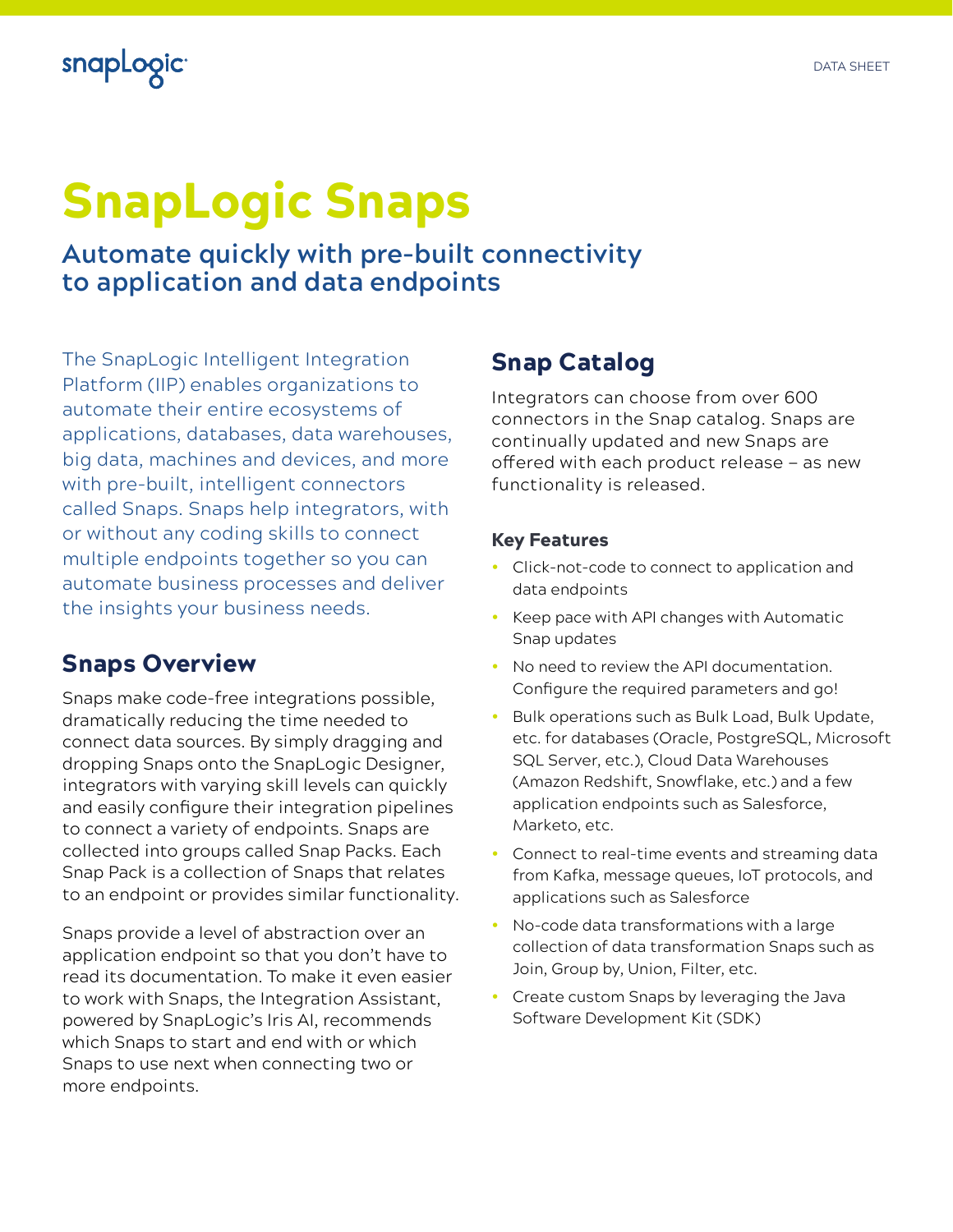snapLogic

DATA SHEET

# SnapLogic Snaps

## Automate quickly with pre-built connectivity to application and data endpoints

The SnapLogic Intelligent Integration Platform (IIP) enables organizations to automate their entire ecosystems of applications, databases, data warehouses, big data, machines and devices, and more with pre-built, intelligent connectors called Snaps. Snaps help integrators, with or without any coding skills to connect multiple endpoints together so you can automate business processes and deliver the insights your business needs.

## Snaps Overview

Snaps make code-free integrations possible, dramatically reducing the time needed to connect data sources. By simply dragging and dropping Snaps onto the SnapLogic Designer, integrators with varying skill levels can quickly and easily configure their integration pipelines to connect a variety of endpoints. Snaps are collected into groups called Snap Packs. Each Snap Pack is a collection of Snaps that relates to an endpoint or provides similar functionality.

Snaps provide a level of abstraction over an application endpoint so that you don't have to read its documentation. To make it even easier to work with Snaps, the Integration Assistant, powered by SnapLogic's Iris AI, recommends which Snaps to start and end with or which Snaps to use next when connecting two or more endpoints.

## Snap Catalog

Integrators can choose from over 600 connectors in the Snap catalog. Snaps are continually updated and new Snaps are offered with each product release – as new functionality is released.

### Key Features

- Click-not-code to connect to application and data endpoints
- Keep pace with API changes with Automatic Snap updates
- No need to review the API documentation. Configure the required parameters and go!
- Bulk operations such as Bulk Load, Bulk Update, etc. for databases (Oracle, PostgreSQL, Microsoft SQL Server, etc.), Cloud Data Warehouses (Amazon Redshift, Snowflake, etc.) and a few application endpoints such as Salesforce, Marketo, etc.
- Connect to real-time events and streaming data from Kafka, message queues, IoT protocols, and applications such as Salesforce
- No-code data transformations with a large collection of data transformation Snaps such as Join, Group by, Union, Filter, etc.
- Create custom Snaps by leveraging the Java Software Development Kit (SDK)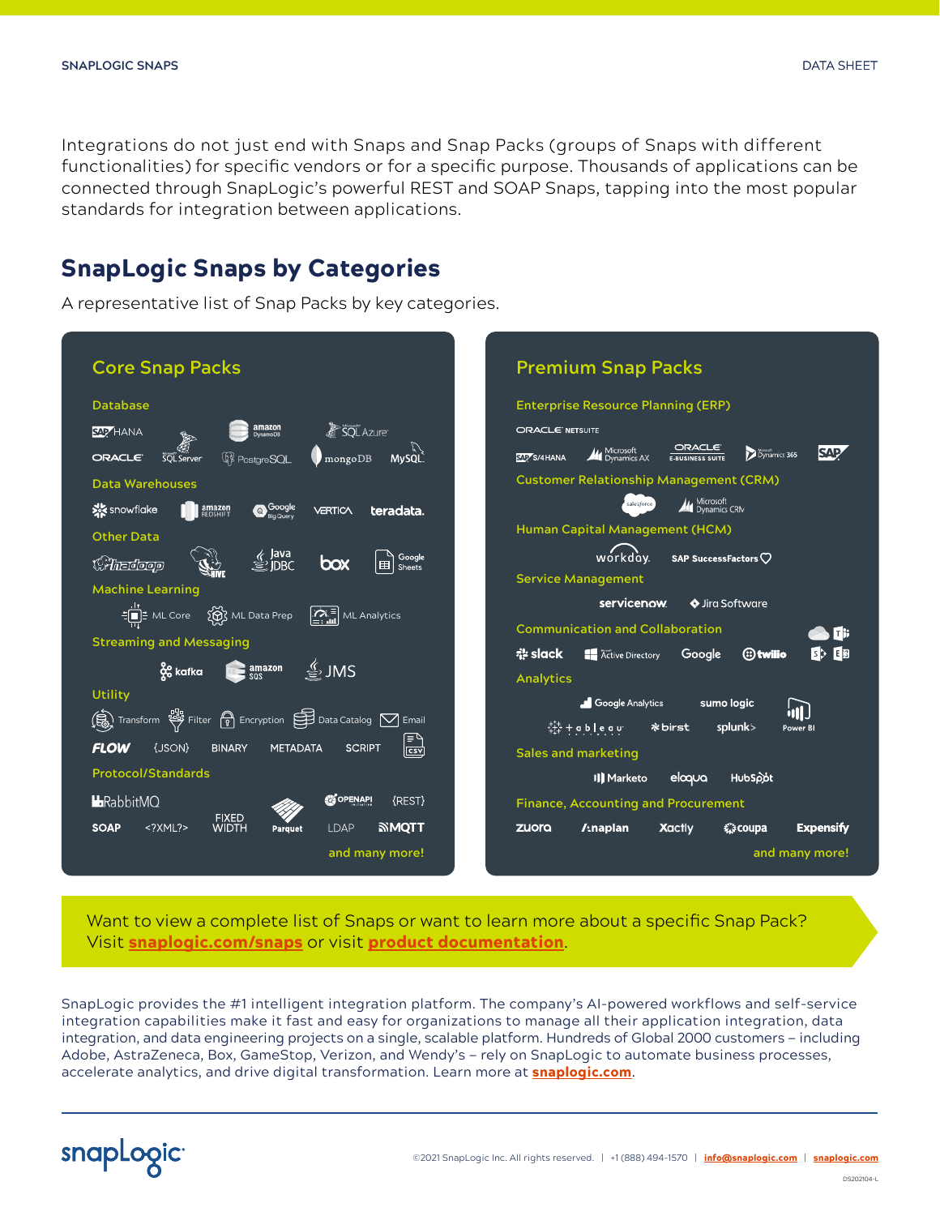Integrations do not just end with Snaps and Snap Packs (groups of Snaps with different functionalities) for specific vendors or for a specific purpose. Thousands of applications can be connected through SnapLogic's powerful REST and SOAP Snaps, tapping into the most popular standards for integration between applications.

## SnapLogic Snaps by Categories

A representative list of Snap Packs by key categories.

### Core Snap Packs

**Database**

SAP HANA, SQL Server, amazon DynamoDB, PostgreSQL, Microsoft SQL Azure, ORACLE, mongoDB, MySQL

**Data Warehouses**

snowflake, amazon REDSHIFT, Google BigQuery, VERTICA, teradata.

**Other Data**

hadoop, HIVE, Java JDBC, box, Google Sheets

**Machine Learning**

ML Core, ML Data Prep, ML Analytics

**Streaming and Messaging**

kafka, amazon SQS, JMS

**Utility**

Transform, Filter, Encryption, Data Catalog, Email, FLOW, {JSON}, BINARY, METADATA, SCRIPT, CSV

**Protocol/Standards**

RabbitMQ, OPENAPI, {REST}, SOAP, <?XML?>, FIXED WIDTH, Parquet, LDAP, MQTT

and many more!

### Premium Snap Packs

**Enterprise Resource Planning (ERP)**

ORACLE NETSUITE, SAP S/4HANA, Microsoft Dynamics AX, ORACLE E-BUSINESS SUITE, Microsoft Dynamics 365, SAP

**Customer Relationship Management (CRM)**

salesforce, Microsoft Dynamics CRM

**Human Capital Management (HCM)**

workday, SAP SuccessFactors

**Service Management**

servicenow, Jira Software

**Communication and Collaboration**

slack, Active Directory, Google, twilio

**Analytics**

Google Analytics, sumo logic, Power BI, tableau, birst, splunk>

**Sales and marketing**

Marketo, eloqua, HubSpot

**Finance, Accounting and Procurement**

zuora, Anaplan, Xactly, coupa, Expensify

and many more!

Want to view a complete list of Snaps or want to learn more about a specific Snap Pack? Visit **snaplogic.com/snaps** or visit **product documentation**.

SnapLogic provides the #1 intelligent integration platform. The company's AI-powered workflows and self-service integration capabilities make it fast and easy for organizations to manage all their application integration, data integration, and data engineering projects on a single, scalable platform. Hundreds of Global 2000 customers – including Adobe, AstraZeneca, Box, GameStop, Verizon, and Wendy's – rely on SnapLogic to automate business processes, accelerate analytics, and drive digital transformation. Learn more at **snaplogic.com**.

snapLogic

©2021 SnapLogic Inc. All rights reserved. | +1 (888) 494-1570 | **info@snaplogic.com** | **snaplogic.com**

DS202104-L